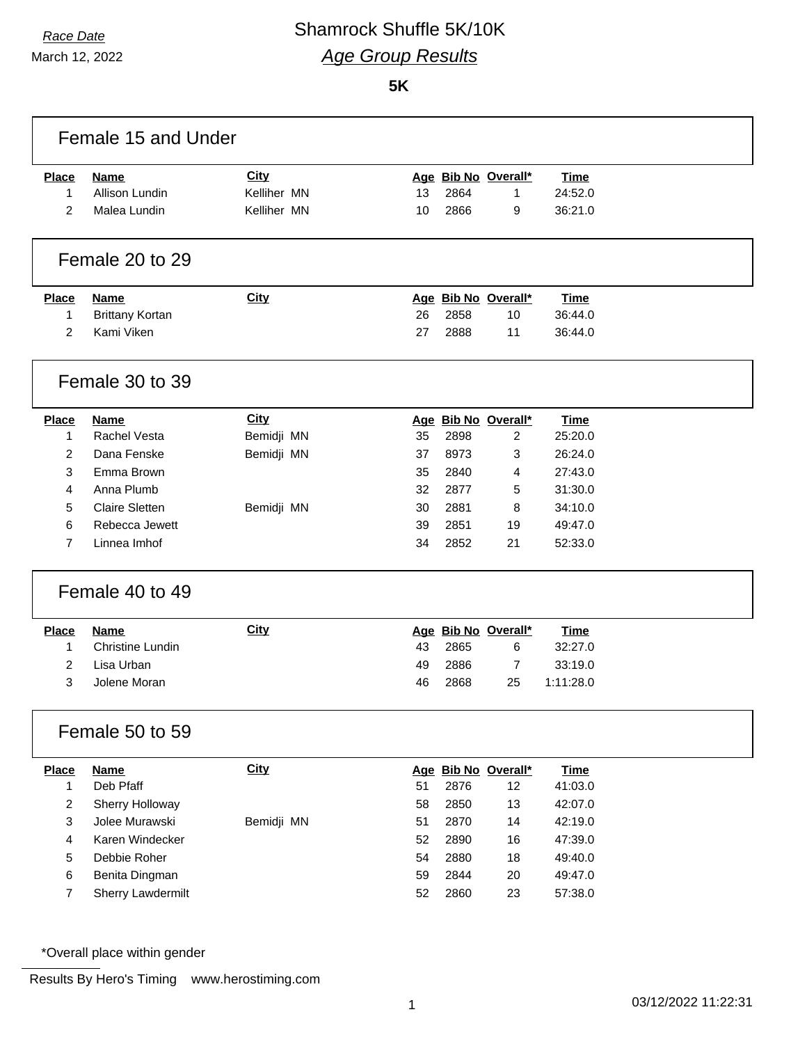*Race Date*

March 12, 2022

# Shamrock Shuffle 5K/10K

## *Age Group Results*

**5K**

### Female 15 and Under

| Place | Name | City | Age | Bib No | Overall* | Time |
|---|---|---|---|---|---|---|
| 1 | Allison Lundin | Kelliher MN | 13 | 2864 | 1 | 24:52.0 |
| 2 | Malea Lundin | Kelliher MN | 10 | 2866 | 9 | 36:21.0 |

### Female 20 to 29

| Place | Name | City | Age | Bib No | Overall* | Time |
|---|---|---|---|---|---|---|
| 1 | Brittany Kortan | | 26 | 2858 | 10 | 36:44.0 |
| 2 | Kami Viken | | 27 | 2888 | 11 | 36:44.0 |

### Female 30 to 39

| Place | Name | City | Age | Bib No | Overall* | Time |
|---|---|---|---|---|---|---|
| 1 | Rachel Vesta | Bemidji MN | 35 | 2898 | 2 | 25:20.0 |
| 2 | Dana Fenske | Bemidji MN | 37 | 8973 | 3 | 26:24.0 |
| 3 | Emma Brown | | 35 | 2840 | 4 | 27:43.0 |
| 4 | Anna Plumb | | 32 | 2877 | 5 | 31:30.0 |
| 5 | Claire Sletten | Bemidji MN | 30 | 2881 | 8 | 34:10.0 |
| 6 | Rebecca Jewett | | 39 | 2851 | 19 | 49:47.0 |
| 7 | Linnea Imhof | | 34 | 2852 | 21 | 52:33.0 |

### Female 40 to 49

| Place | Name | City | Age | Bib No | Overall* | Time |
|---|---|---|---|---|---|---|
| 1 | Christine Lundin | | 43 | 2865 | 6 | 32:27.0 |
| 2 | Lisa Urban | | 49 | 2886 | 7 | 33:19.0 |
| 3 | Jolene Moran | | 46 | 2868 | 25 | 1:11:28.0 |

### Female 50 to 59

| Place | Name | City | Age | Bib No | Overall* | Time |
|---|---|---|---|---|---|---|
| 1 | Deb Pfaff | | 51 | 2876 | 12 | 41:03.0 |
| 2 | Sherry Holloway | | 58 | 2850 | 13 | 42:07.0 |
| 3 | Jolee Murawski | Bemidji MN | 51 | 2870 | 14 | 42:19.0 |
| 4 | Karen Windecker | | 52 | 2890 | 16 | 47:39.0 |
| 5 | Debbie Roher | | 54 | 2880 | 18 | 49:40.0 |
| 6 | Benita Dingman | | 59 | 2844 | 20 | 49:47.0 |
| 7 | Sherry Lawdermilt | | 52 | 2860 | 23 | 57:38.0 |

*Overall place within gender

Results By Hero's Timing www.herostiming.com

03/12/2022 11:22:31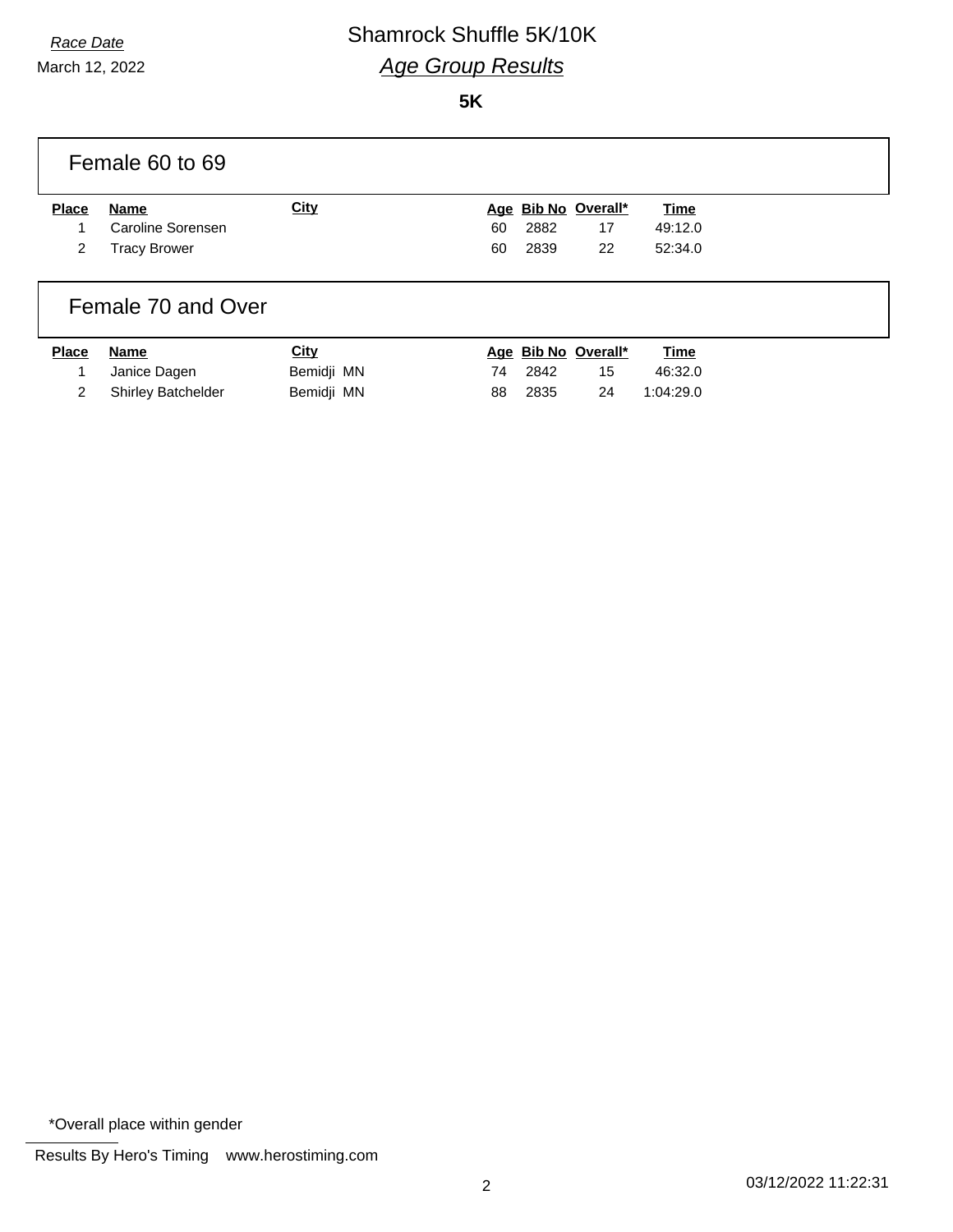*Race Date*
March 12, 2022

# Shamrock Shuffle 5K/10K

## *Age Group Results*

**5K**

### Female 60 to 69

| Place | Name | City | Age | Bib No | Overall* | Time |
|---|---|---|---|---|---|---|
| 1 | Caroline Sorensen | | 60 | 2882 | 17 | 49:12.0 |
| 2 | Tracy Brower | | 60 | 2839 | 22 | 52:34.0 |

### Female 70 and Over

| Place | Name | City | Age | Bib No | Overall* | Time |
|---|---|---|---|---|---|---|
| 1 | Janice Dagen | Bemidji MN | 74 | 2842 | 15 | 46:32.0 |
| 2 | Shirley Batchelder | Bemidji MN | 88 | 2835 | 24 | 1:04:29.0 |

*Overall place within gender

Results By Hero's Timing www.herostiming.com

03/12/2022 11:22:31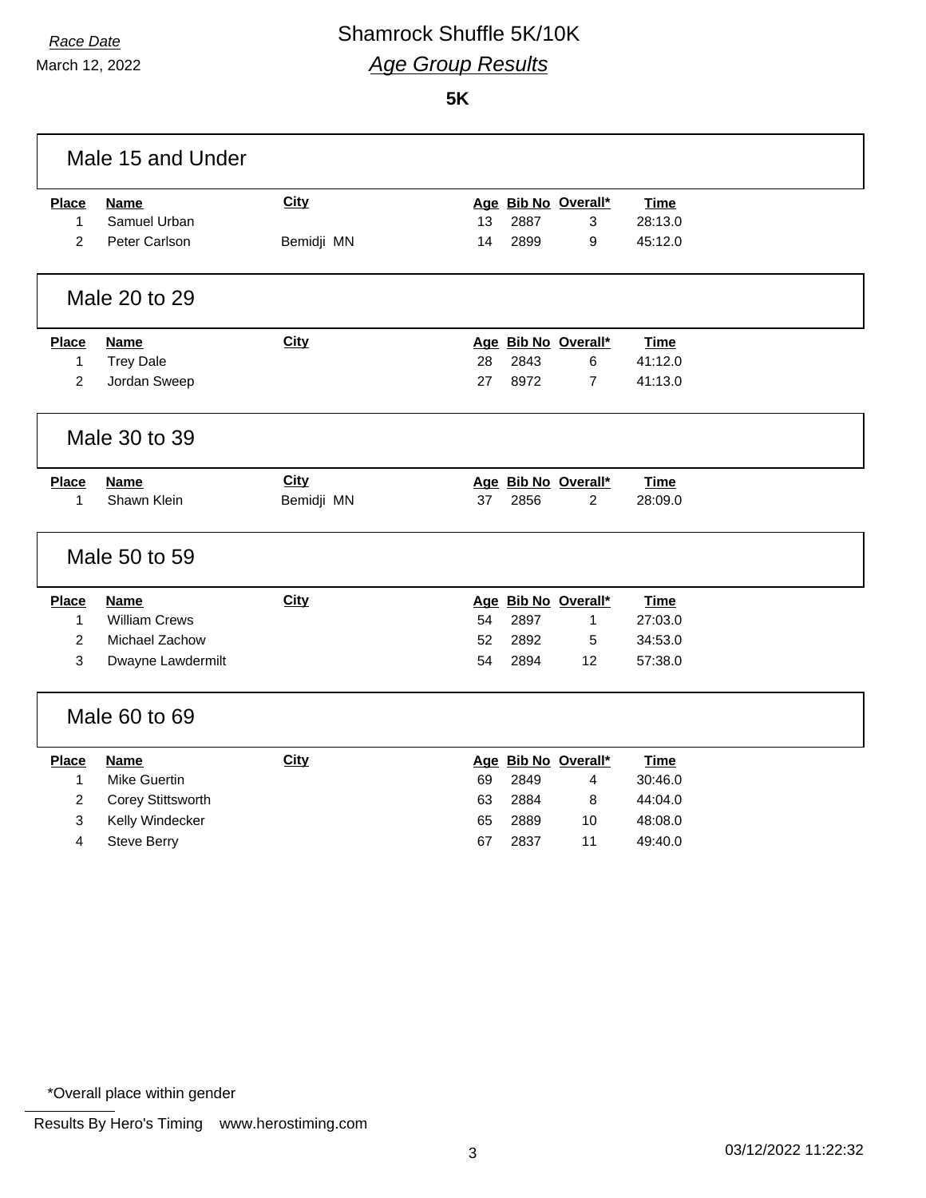*Race Date*

March 12, 2022

# Shamrock Shuffle 5K/10K

## *Age Group Results*

**5K**

### Male 15 and Under

| Place | Name | City | Age | Bib No | Overall* | Time |
|---|---|---|---|---|---|---|
| 1 | Samuel Urban | | 13 | 2887 | 3 | 28:13.0 |
| 2 | Peter Carlson | Bemidji MN | 14 | 2899 | 9 | 45:12.0 |

### Male 20 to 29

| Place | Name | City | Age | Bib No | Overall* | Time |
|---|---|---|---|---|---|---|
| 1 | Trey Dale | | 28 | 2843 | 6 | 41:12.0 |
| 2 | Jordan Sweep | | 27 | 8972 | 7 | 41:13.0 |

### Male 30 to 39

| Place | Name | City | Age | Bib No | Overall* | Time |
|---|---|---|---|---|---|---|
| 1 | Shawn Klein | Bemidji MN | 37 | 2856 | 2 | 28:09.0 |

### Male 50 to 59

| Place | Name | City | Age | Bib No | Overall* | Time |
|---|---|---|---|---|---|---|
| 1 | William Crews | | 54 | 2897 | 1 | 27:03.0 |
| 2 | Michael Zachow | | 52 | 2892 | 5 | 34:53.0 |
| 3 | Dwayne Lawdermilt | | 54 | 2894 | 12 | 57:38.0 |

### Male 60 to 69

| Place | Name | City | Age | Bib No | Overall* | Time |
|---|---|---|---|---|---|---|
| 1 | Mike Guertin | | 69 | 2849 | 4 | 30:46.0 |
| 2 | Corey Stittsworth | | 63 | 2884 | 8 | 44:04.0 |
| 3 | Kelly Windecker | | 65 | 2889 | 10 | 48:08.0 |
| 4 | Steve Berry | | 67 | 2837 | 11 | 49:40.0 |

*Overall place within gender

Results By Hero's Timing www.herostiming.com

03/12/2022 11:22:32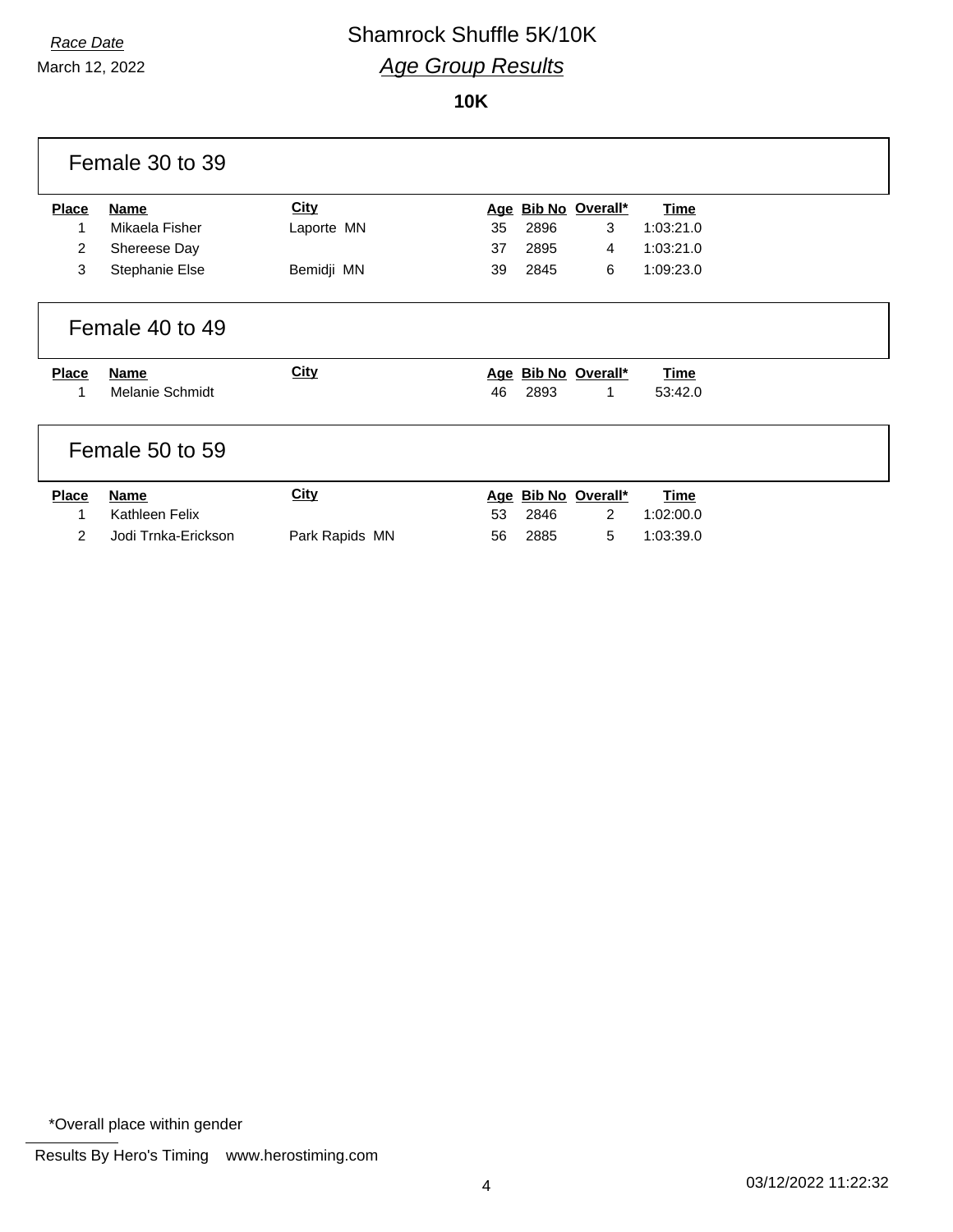*Race Date*

March 12, 2022

# Shamrock Shuffle 5K/10K

## *Age Group Results*

### 10K

### Female 30 to 39

| Place | Name | City | Age | Bib No | Overall* | Time |
|---|---|---|---|---|---|---|
| 1 | Mikaela Fisher | Laporte MN | 35 | 2896 | 3 | 1:03:21.0 |
| 2 | Shereese Day | | 37 | 2895 | 4 | 1:03:21.0 |
| 3 | Stephanie Else | Bemidji MN | 39 | 2845 | 6 | 1:09:23.0 |

### Female 40 to 49

| Place | Name | City | Age | Bib No | Overall* | Time |
|---|---|---|---|---|---|---|
| 1 | Melanie Schmidt | | 46 | 2893 | 1 | 53:42.0 |

### Female 50 to 59

| Place | Name | City | Age | Bib No | Overall* | Time |
|---|---|---|---|---|---|---|
| 1 | Kathleen Felix | | 53 | 2846 | 2 | 1:02:00.0 |
| 2 | Jodi Trnka-Erickson | Park Rapids MN | 56 | 2885 | 5 | 1:03:39.0 |

*Overall place within gender

Results By Hero's Timing www.herostiming.com

03/12/2022 11:22:32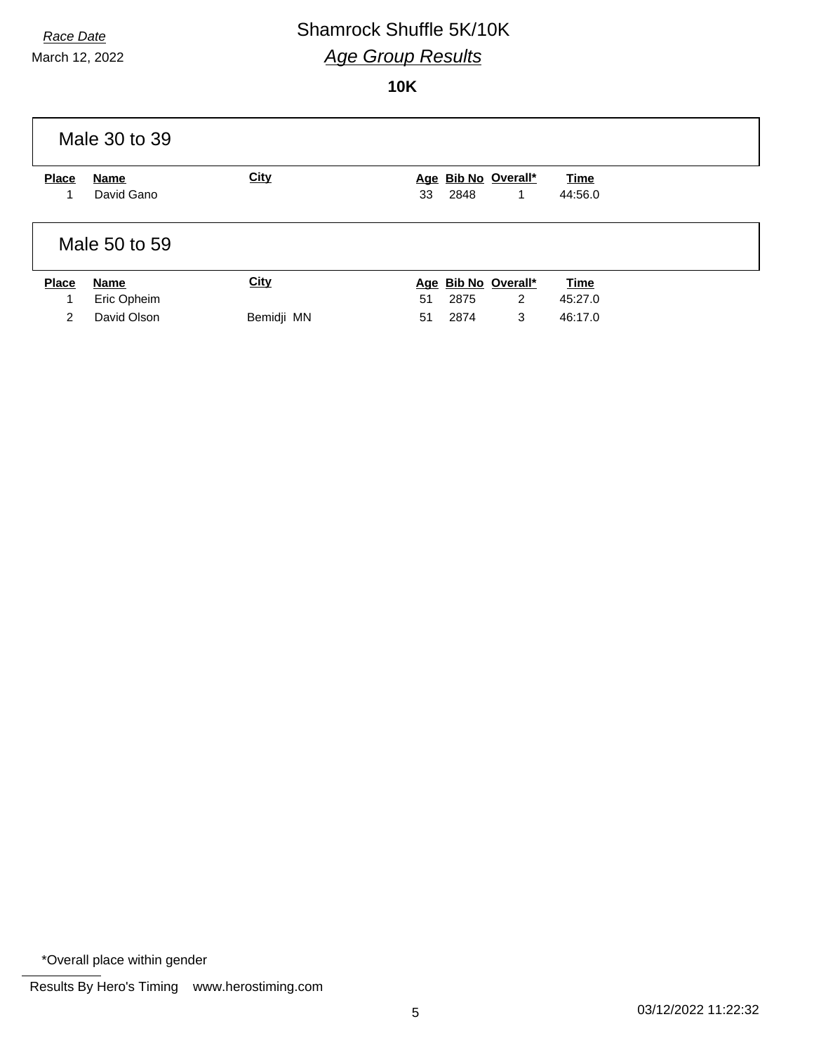*Race Date*

March 12, 2022

# Shamrock Shuffle 5K/10K

## *Age Group Results*

### 10K

### Male 30 to 39

| Place | Name | City | Age | Bib No | Overall* | Time |
|---|---|---|---|---|---|---|
| 1 | David Gano | | 33 | 2848 | 1 | 44:56.0 |

### Male 50 to 59

| Place | Name | City | Age | Bib No | Overall* | Time |
|---|---|---|---|---|---|---|
| 1 | Eric Opheim | | 51 | 2875 | 2 | 45:27.0 |
| 2 | David Olson | Bemidji MN | 51 | 2874 | 3 | 46:17.0 |

*Overall place within gender

Results By Hero's Timing www.herostiming.com

03/12/2022 11:22:32